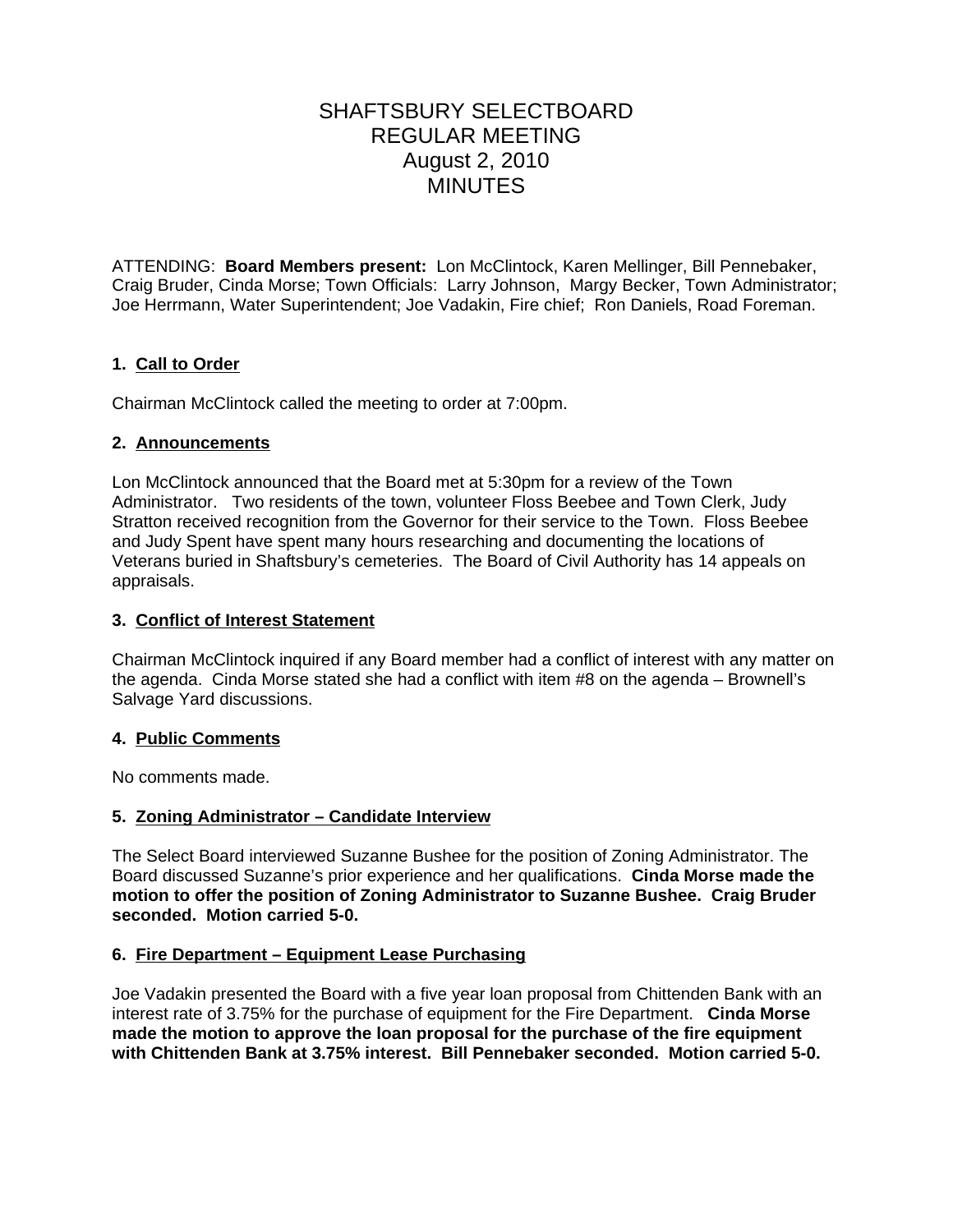# SHAFTSBURY SELECTBOARD
# REGULAR MEETING
# August 2, 2010
# MINUTES

ATTENDING: **Board Members present:** Lon McClintock, Karen Mellinger, Bill Pennebaker, Craig Bruder, Cinda Morse; Town Officials: Larry Johnson, Margy Becker, Town Administrator; Joe Herrmann, Water Superintendent; Joe Vadakin, Fire chief; Ron Daniels, Road Foreman.

### 1. Call to Order

Chairman McClintock called the meeting to order at 7:00pm.

### 2. Announcements

Lon McClintock announced that the Board met at 5:30pm for a review of the Town Administrator. Two residents of the town, volunteer Floss Beebee and Town Clerk, Judy Stratton received recognition from the Governor for their service to the Town. Floss Beebee and Judy Spent have spent many hours researching and documenting the locations of Veterans buried in Shaftsbury's cemeteries. The Board of Civil Authority has 14 appeals on appraisals.

### 3. Conflict of Interest Statement

Chairman McClintock inquired if any Board member had a conflict of interest with any matter on the agenda. Cinda Morse stated she had a conflict with item #8 on the agenda – Brownell's Salvage Yard discussions.

### 4. Public Comments

No comments made.

### 5. Zoning Administrator – Candidate Interview

The Select Board interviewed Suzanne Bushee for the position of Zoning Administrator. The Board discussed Suzanne's prior experience and her qualifications. **Cinda Morse made the motion to offer the position of Zoning Administrator to Suzanne Bushee. Craig Bruder seconded. Motion carried 5-0.**

### 6. Fire Department – Equipment Lease Purchasing

Joe Vadakin presented the Board with a five year loan proposal from Chittenden Bank with an interest rate of 3.75% for the purchase of equipment for the Fire Department. **Cinda Morse made the motion to approve the loan proposal for the purchase of the fire equipment with Chittenden Bank at 3.75% interest. Bill Pennebaker seconded. Motion carried 5-0.**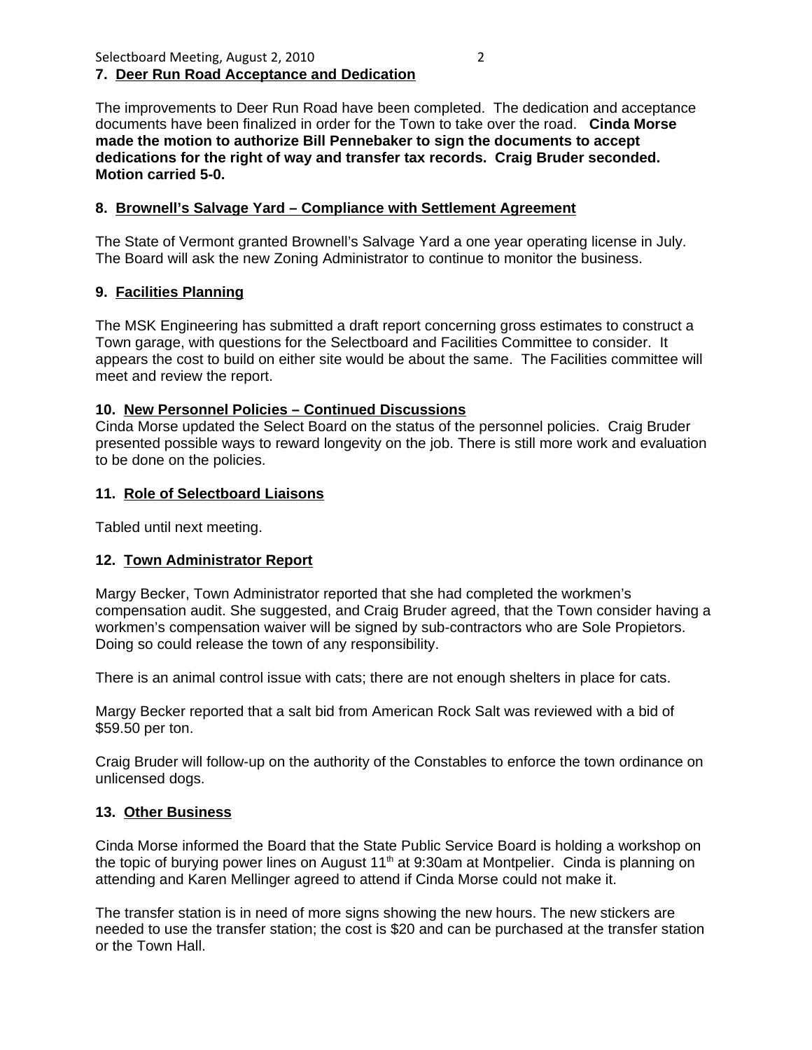**7. Deer Run Road Acceptance and Dedication**

The improvements to Deer Run Road have been completed. The dedication and acceptance documents have been finalized in order for the Town to take over the road. **Cinda Morse made the motion to authorize Bill Pennebaker to sign the documents to accept dedications for the right of way and transfer tax records. Craig Bruder seconded. Motion carried 5-0.**

**8. Brownell's Salvage Yard – Compliance with Settlement Agreement**

The State of Vermont granted Brownell's Salvage Yard a one year operating license in July. The Board will ask the new Zoning Administrator to continue to monitor the business.

**9. Facilities Planning**

The MSK Engineering has submitted a draft report concerning gross estimates to construct a Town garage, with questions for the Selectboard and Facilities Committee to consider. It appears the cost to build on either site would be about the same. The Facilities committee will meet and review the report.

**10. New Personnel Policies – Continued Discussions**

Cinda Morse updated the Select Board on the status of the personnel policies. Craig Bruder presented possible ways to reward longevity on the job. There is still more work and evaluation to be done on the policies.

**11. Role of Selectboard Liaisons**

Tabled until next meeting.

**12. Town Administrator Report**

Margy Becker, Town Administrator reported that she had completed the workmen's compensation audit. She suggested, and Craig Bruder agreed, that the Town consider having a workmen's compensation waiver will be signed by sub-contractors who are Sole Propietors. Doing so could release the town of any responsibility.

There is an animal control issue with cats; there are not enough shelters in place for cats.

Margy Becker reported that a salt bid from American Rock Salt was reviewed with a bid of $59.50 per ton.

Craig Bruder will follow-up on the authority of the Constables to enforce the town ordinance on unlicensed dogs.

**13. Other Business**

Cinda Morse informed the Board that the State Public Service Board is holding a workshop on the topic of burying power lines on August 11th at 9:30am at Montpelier. Cinda is planning on attending and Karen Mellinger agreed to attend if Cinda Morse could not make it.

The transfer station is in need of more signs showing the new hours. The new stickers are needed to use the transfer station; the cost is $20 and can be purchased at the transfer station or the Town Hall.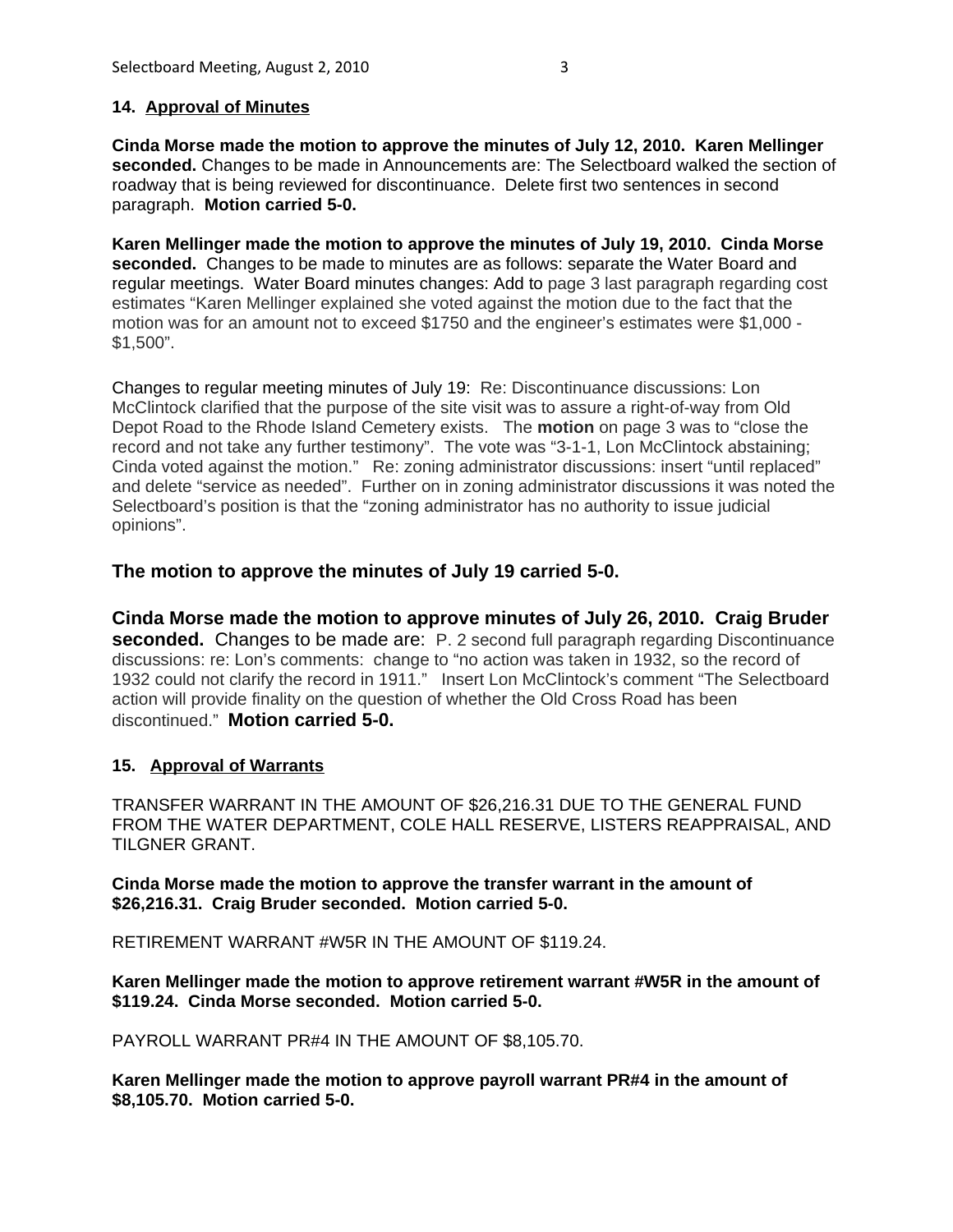### 14. Approval of Minutes

**Cinda Morse made the motion to approve the minutes of July 12, 2010. Karen Mellinger seconded.** Changes to be made in Announcements are: The Selectboard walked the section of roadway that is being reviewed for discontinuance. Delete first two sentences in second paragraph. **Motion carried 5-0.**

**Karen Mellinger made the motion to approve the minutes of July 19, 2010. Cinda Morse seconded.** Changes to be made to minutes are as follows: separate the Water Board and regular meetings. Water Board minutes changes: Add to page 3 last paragraph regarding cost estimates "Karen Mellinger explained she voted against the motion due to the fact that the motion was for an amount not to exceed $1750 and the engineer's estimates were $1,000 - $1,500".

Changes to regular meeting minutes of July 19: Re: Discontinuance discussions: Lon McClintock clarified that the purpose of the site visit was to assure a right-of-way from Old Depot Road to the Rhode Island Cemetery exists. The **motion** on page 3 was to "close the record and not take any further testimony". The vote was "3-1-1, Lon McClintock abstaining; Cinda voted against the motion." Re: zoning administrator discussions: insert "until replaced" and delete "service as needed". Further on in zoning administrator discussions it was noted the Selectboard's position is that the "zoning administrator has no authority to issue judicial opinions".

**The motion to approve the minutes of July 19 carried 5-0.**

**Cinda Morse made the motion to approve minutes of July 26, 2010. Craig Bruder seconded.** Changes to be made are: P. 2 second full paragraph regarding Discontinuance discussions: re: Lon's comments: change to "no action was taken in 1932, so the record of 1932 could not clarify the record in 1911." Insert Lon McClintock's comment "The Selectboard action will provide finality on the question of whether the Old Cross Road has been discontinued." **Motion carried 5-0.**

### 15. Approval of Warrants

TRANSFER WARRANT IN THE AMOUNT OF $26,216.31 DUE TO THE GENERAL FUND FROM THE WATER DEPARTMENT, COLE HALL RESERVE, LISTERS REAPPRAISAL, AND TILGNER GRANT.

**Cinda Morse made the motion to approve the transfer warrant in the amount of $26,216.31. Craig Bruder seconded. Motion carried 5-0.**

RETIREMENT WARRANT #W5R IN THE AMOUNT OF $119.24.

**Karen Mellinger made the motion to approve retirement warrant #W5R in the amount of $119.24. Cinda Morse seconded. Motion carried 5-0.**

PAYROLL WARRANT PR#4 IN THE AMOUNT OF $8,105.70.

**Karen Mellinger made the motion to approve payroll warrant PR#4 in the amount of $8,105.70. Motion carried 5-0.**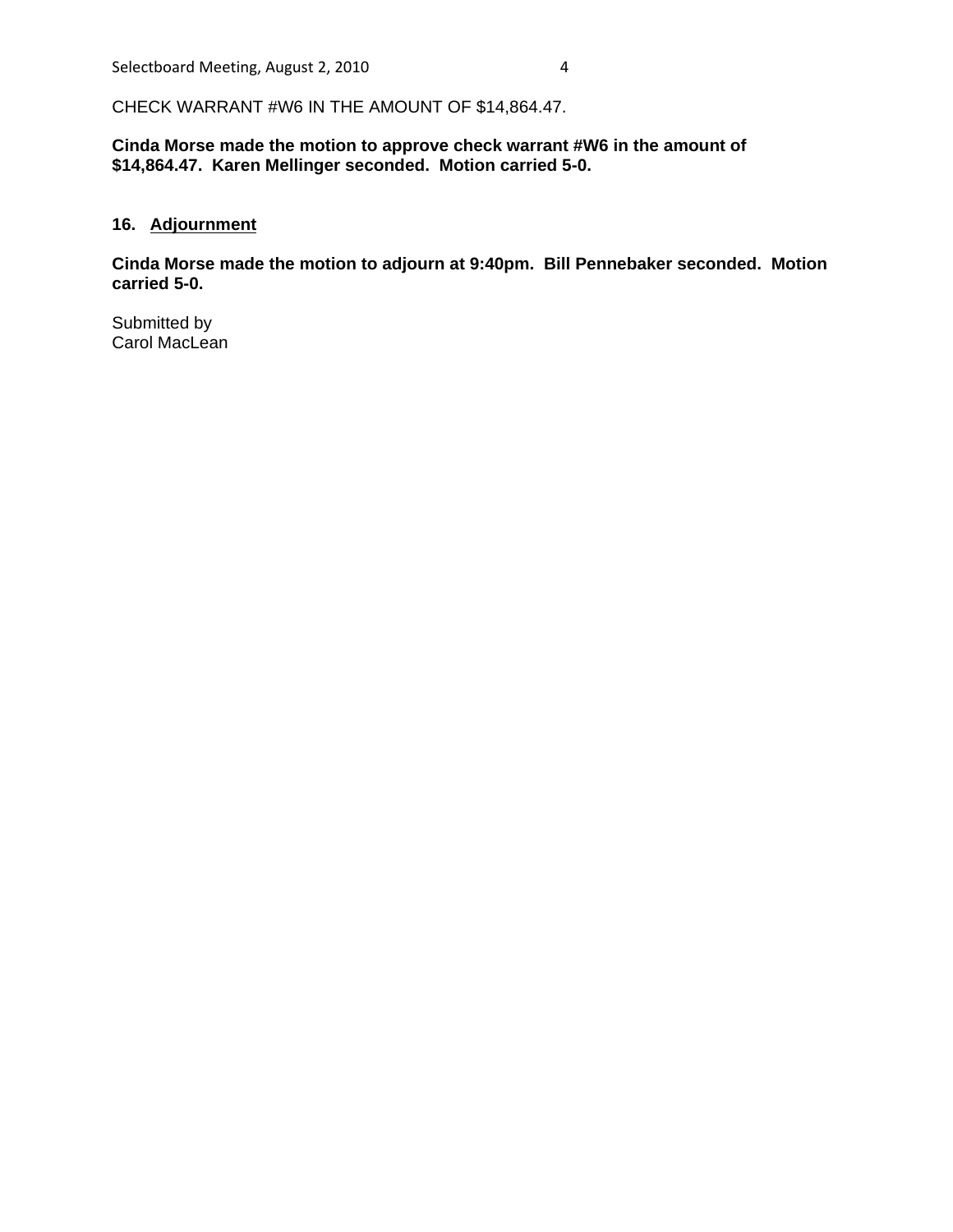CHECK WARRANT #W6 IN THE AMOUNT OF $14,864.47.

**Cinda Morse made the motion to approve check warrant #W6 in the amount of $14,864.47. Karen Mellinger seconded. Motion carried 5-0.**

## 16. Adjournment

**Cinda Morse made the motion to adjourn at 9:40pm. Bill Pennebaker seconded. Motion carried 5-0.**

Submitted by
Carol MacLean